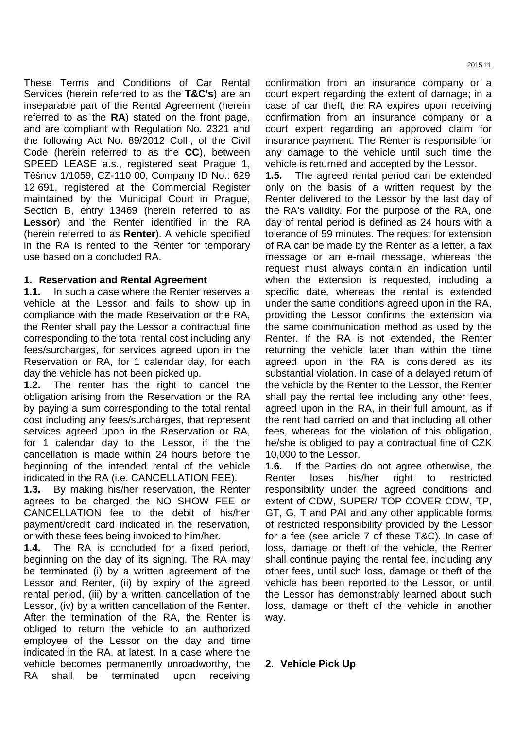These Terms and Conditions of Car Rental Services (herein referred to as the **T&C's**) are an inseparable part of the Rental Agreement (herein referred to as the **RA**) stated on the front page, and are compliant with Regulation No. 2321 and the following Act No. 89/2012 Coll., of the Civil Code (herein referred to as the **CC**), between SPEED LEASE a.s., registered seat Prague 1, Těšnov 1/1059, CZ-110 00, Company ID No.: 629 12 691, registered at the Commercial Register maintained by the Municipal Court in Prague, Section B, entry 13469 (herein referred to as **Lessor**) and the Renter identified in the RA (herein referred to as **Renter**). A vehicle specified in the RA is rented to the Renter for temporary use based on a concluded RA.

## 1. Reservation and Rental Agreement

**1.1.** In such a case where the Renter reserves a vehicle at the Lessor and fails to show up in compliance with the made Reservation or the RA, the Renter shall pay the Lessor a contractual fine corresponding to the total rental cost including any fees/surcharges, for services agreed upon in the Reservation or RA, for 1 calendar day, for each day the vehicle has not been picked up.

**1.2.** The renter has the right to cancel the obligation arising from the Reservation or the RA by paying a sum corresponding to the total rental cost including any fees/surcharges, that represent services agreed upon in the Reservation or RA, for 1 calendar day to the Lessor, if the the cancellation is made within 24 hours before the beginning of the intended rental of the vehicle indicated in the RA (i.e. CANCELLATION FEE).

**1.3.** By making his/her reservation, the Renter agrees to be charged the NO SHOW FEE or CANCELLATION fee to the debit of his/her payment/credit card indicated in the reservation, or with these fees being invoiced to him/her.

**1.4.** The RA is concluded for a fixed period, beginning on the day of its signing. The RA may be terminated (i) by a written agreement of the Lessor and Renter, (ii) by expiry of the agreed rental period, (iii) by a written cancellation of the Lessor, (iv) by a written cancellation of the Renter. After the termination of the RA, the Renter is obliged to return the vehicle to an authorized employee of the Lessor on the day and time indicated in the RA, at latest. In a case where the vehicle becomes permanently unroadworthy, the RA shall be terminated upon receiving confirmation from an insurance company or a court expert regarding the extent of damage; in a case of car theft, the RA expires upon receiving confirmation from an insurance company or a court expert regarding an approved claim for insurance payment. The Renter is responsible for any damage to the vehicle until such time the vehicle is returned and accepted by the Lessor.

**1.5.** The agreed rental period can be extended only on the basis of a written request by the Renter delivered to the Lessor by the last day of the RA's validity. For the purpose of the RA, one day of rental period is defined as 24 hours with a tolerance of 59 minutes. The request for extension of RA can be made by the Renter as a letter, a fax message or an e-mail message, whereas the request must always contain an indication until when the extension is requested, including a specific date, whereas the rental is extended under the same conditions agreed upon in the RA, providing the Lessor confirms the extension via the same communication method as used by the Renter. If the RA is not extended, the Renter returning the vehicle later than within the time agreed upon in the RA is considered as its substantial violation. In case of a delayed return of the vehicle by the Renter to the Lessor, the Renter shall pay the rental fee including any other fees, agreed upon in the RA, in their full amount, as if the rent had carried on and that including all other fees, whereas for the violation of this obligation, he/she is obliged to pay a contractual fine of CZK 10,000 to the Lessor.

**1.6.** If the Parties do not agree otherwise, the Renter loses his/her right to restricted responsibility under the agreed conditions and extent of CDW, SUPER/ TOP COVER CDW, TP, GT, G, T and PAI and any other applicable forms of restricted responsibility provided by the Lessor for a fee (see article 7 of these T&C). In case of loss, damage or theft of the vehicle, the Renter shall continue paying the rental fee, including any other fees, until such loss, damage or theft of the vehicle has been reported to the Lessor, or until the Lessor has demonstrably learned about such loss, damage or theft of the vehicle in another way.

## 2. Vehicle Pick Up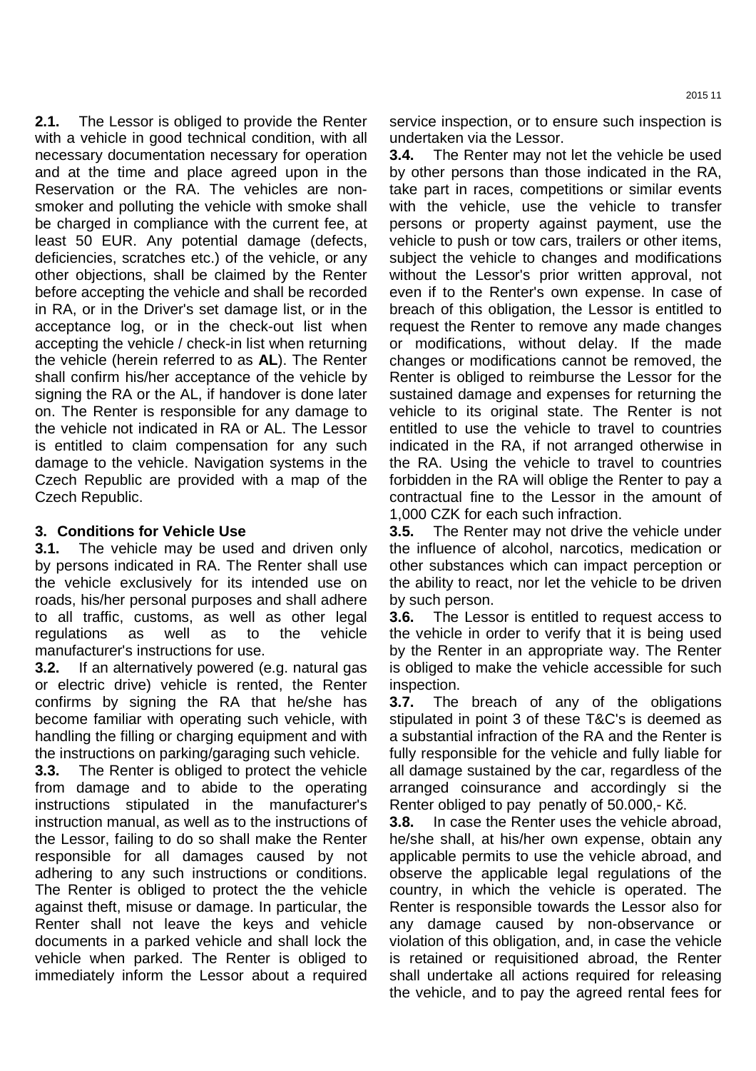**2.1.** The Lessor is obliged to provide the Renter with a vehicle in good technical condition, with all necessary documentation necessary for operation and at the time and place agreed upon in the Reservation or the RA. The vehicles are non-smoker and polluting the vehicle with smoke shall be charged in compliance with the current fee, at least 50 EUR. Any potential damage (defects, deficiencies, scratches etc.) of the vehicle, or any other objections, shall be claimed by the Renter before accepting the vehicle and shall be recorded in RA, or in the Driver's set damage list, or in the acceptance log, or in the check-out list when accepting the vehicle / check-in list when returning the vehicle (herein referred to as **AL**). The Renter shall confirm his/her acceptance of the vehicle by signing the RA or the AL, if handover is done later on. The Renter is responsible for any damage to the vehicle not indicated in RA or AL. The Lessor is entitled to claim compensation for any such damage to the vehicle. Navigation systems in the Czech Republic are provided with a map of the Czech Republic.

### 3. Conditions for Vehicle Use

**3.1.** The vehicle may be used and driven only by persons indicated in RA. The Renter shall use the vehicle exclusively for its intended use on roads, his/her personal purposes and shall adhere to all traffic, customs, as well as other legal regulations as well as to the vehicle manufacturer's instructions for use.

**3.2.** If an alternatively powered (e.g. natural gas or electric drive) vehicle is rented, the Renter confirms by signing the RA that he/she has become familiar with operating such vehicle, with handling the filling or charging equipment and with the instructions on parking/garaging such vehicle.

**3.3.** The Renter is obliged to protect the vehicle from damage and to abide to the operating instructions stipulated in the manufacturer's instruction manual, as well as to the instructions of the Lessor, failing to do so shall make the Renter responsible for all damages caused by not adhering to any such instructions or conditions. The Renter is obliged to protect the the vehicle against theft, misuse or damage. In particular, the Renter shall not leave the keys and vehicle documents in a parked vehicle and shall lock the vehicle when parked. The Renter is obliged to immediately inform the Lessor about a required service inspection, or to ensure such inspection is undertaken via the Lessor.

**3.4.** The Renter may not let the vehicle be used by other persons than those indicated in the RA, take part in races, competitions or similar events with the vehicle, use the vehicle to transfer persons or property against payment, use the vehicle to push or tow cars, trailers or other items, subject the vehicle to changes and modifications without the Lessor's prior written approval, not even if to the Renter's own expense. In case of breach of this obligation, the Lessor is entitled to request the Renter to remove any made changes or modifications, without delay. If the made changes or modifications cannot be removed, the Renter is obliged to reimburse the Lessor for the sustained damage and expenses for returning the vehicle to its original state. The Renter is not entitled to use the vehicle to travel to countries indicated in the RA, if not arranged otherwise in the RA. Using the vehicle to travel to countries forbidden in the RA will oblige the Renter to pay a contractual fine to the Lessor in the amount of 1,000 CZK for each such infraction.

**3.5.** The Renter may not drive the vehicle under the influence of alcohol, narcotics, medication or other substances which can impact perception or the ability to react, nor let the vehicle to be driven by such person.

**3.6.** The Lessor is entitled to request access to the vehicle in order to verify that it is being used by the Renter in an appropriate way. The Renter is obliged to make the vehicle accessible for such inspection.

**3.7.** The breach of any of the obligations stipulated in point 3 of these T&C's is deemed as a substantial infraction of the RA and the Renter is fully responsible for the vehicle and fully liable for all damage sustained by the car, regardless of the arranged coinsurance and accordingly si the Renter obliged to pay penatly of 50.000,- Kč.

**3.8.** In case the Renter uses the vehicle abroad, he/she shall, at his/her own expense, obtain any applicable permits to use the vehicle abroad, and observe the applicable legal regulations of the country, in which the vehicle is operated. The Renter is responsible towards the Lessor also for any damage caused by non-observance or violation of this obligation, and, in case the vehicle is retained or requisitioned abroad, the Renter shall undertake all actions required for releasing the vehicle, and to pay the agreed rental fees for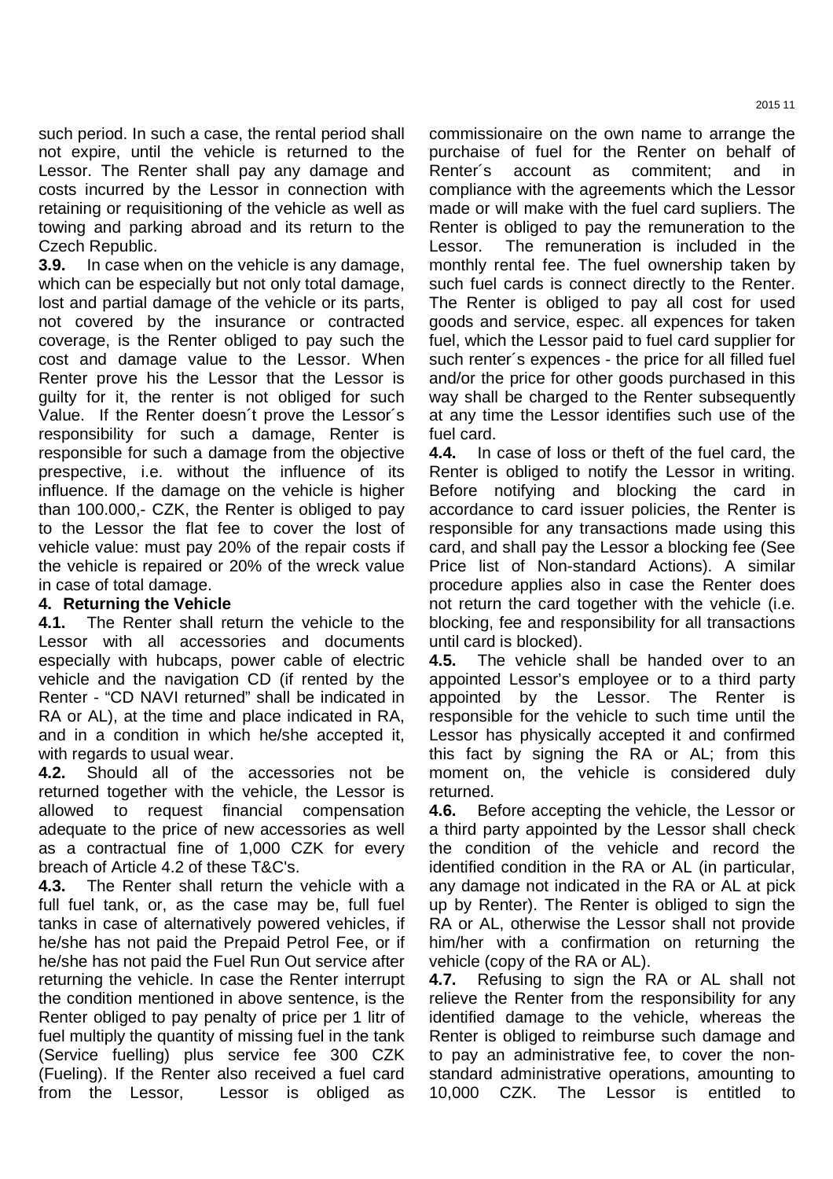such period. In such a case, the rental period shall not expire, until the vehicle is returned to the Lessor. The Renter shall pay any damage and costs incurred by the Lessor in connection with retaining or requisitioning of the vehicle as well as towing and parking abroad and its return to the Czech Republic.

**3.9.** In case when on the vehicle is any damage, which can be especially but not only total damage, lost and partial damage of the vehicle or its parts, not covered by the insurance or contracted coverage, is the Renter obliged to pay such the cost and damage value to the Lessor. When Renter prove his the Lessor that the Lessor is guilty for it, the renter is not obliged for such Value. If the Renter doesn´t prove the Lessor´s responsibility for such a damage, Renter is responsible for such a damage from the objective prespective, i.e. without the influence of its influence. If the damage on the vehicle is higher than 100.000,- CZK, the Renter is obliged to pay to the Lessor the flat fee to cover the lost of vehicle value: must pay 20% of the repair costs if the vehicle is repaired or 20% of the wreck value in case of total damage.

## 4. Returning the Vehicle

**4.1.** The Renter shall return the vehicle to the Lessor with all accessories and documents especially with hubcaps, power cable of electric vehicle and the navigation CD (if rented by the Renter - "CD NAVI returned" shall be indicated in RA or AL), at the time and place indicated in RA, and in a condition in which he/she accepted it, with regards to usual wear.

**4.2.** Should all of the accessories not be returned together with the vehicle, the Lessor is allowed to request financial compensation adequate to the price of new accessories as well as a contractual fine of 1,000 CZK for every breach of Article 4.2 of these T&C's.

**4.3.** The Renter shall return the vehicle with a full fuel tank, or, as the case may be, full fuel tanks in case of alternatively powered vehicles, if he/she has not paid the Prepaid Petrol Fee, or if he/she has not paid the Fuel Run Out service after returning the vehicle. In case the Renter interrupt the condition mentioned in above sentence, is the Renter obliged to pay penalty of price per 1 litr of fuel multiply the quantity of missing fuel in the tank (Service fuelling) plus service fee 300 CZK (Fueling). If the Renter also received a fuel card from the Lessor, Lessor is obliged as commissionaire on the own name to arrange the purchaise of fuel for the Renter on behalf of Renter´s account as commitent; and in compliance with the agreements which the Lessor made or will make with the fuel card supliers. The Renter is obliged to pay the remuneration to the Lessor. The remuneration is included in the monthly rental fee. The fuel ownership taken by such fuel cards is connect directly to the Renter. The Renter is obliged to pay all cost for used goods and service, espec. all expences for taken fuel, which the Lessor paid to fuel card supplier for such renter´s expences - the price for all filled fuel and/or the price for other goods purchased in this way shall be charged to the Renter subsequently at any time the Lessor identifies such use of the fuel card.

**4.4.** In case of loss or theft of the fuel card, the Renter is obliged to notify the Lessor in writing. Before notifying and blocking the card in accordance to card issuer policies, the Renter is responsible for any transactions made using this card, and shall pay the Lessor a blocking fee (See Price list of Non-standard Actions). A similar procedure applies also in case the Renter does not return the card together with the vehicle (i.e. blocking, fee and responsibility for all transactions until card is blocked).

**4.5.** The vehicle shall be handed over to an appointed Lessor's employee or to a third party appointed by the Lessor. The Renter is responsible for the vehicle to such time until the Lessor has physically accepted it and confirmed this fact by signing the RA or AL; from this moment on, the vehicle is considered duly returned.

**4.6.** Before accepting the vehicle, the Lessor or a third party appointed by the Lessor shall check the condition of the vehicle and record the identified condition in the RA or AL (in particular, any damage not indicated in the RA or AL at pick up by Renter). The Renter is obliged to sign the RA or AL, otherwise the Lessor shall not provide him/her with a confirmation on returning the vehicle (copy of the RA or AL).

**4.7.** Refusing to sign the RA or AL shall not relieve the Renter from the responsibility for any identified damage to the vehicle, whereas the Renter is obliged to reimburse such damage and to pay an administrative fee, to cover the non-standard administrative operations, amounting to 10,000 CZK. The Lessor is entitled to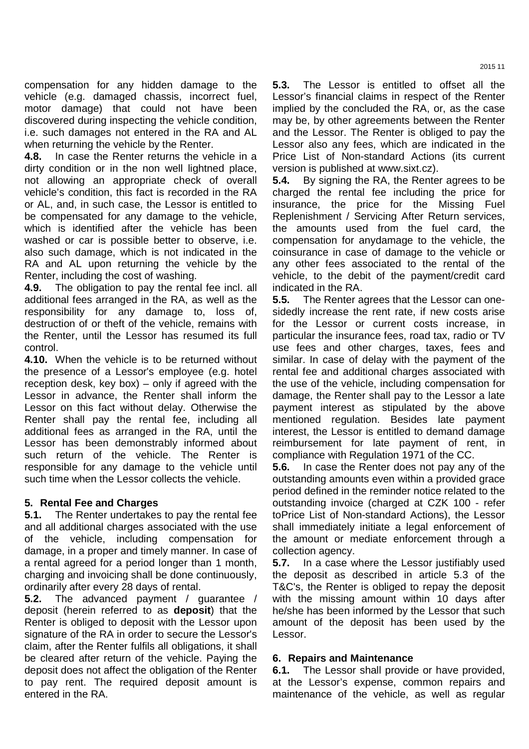compensation for any hidden damage to the vehicle (e.g. damaged chassis, incorrect fuel, motor damage) that could not have been discovered during inspecting the vehicle condition, i.e. such damages not entered in the RA and AL when returning the vehicle by the Renter.

**4.8.** In case the Renter returns the vehicle in a dirty condition or in the non well lightned place, not allowing an appropriate check of overall vehicle's condition, this fact is recorded in the RA or AL, and, in such case, the Lessor is entitled to be compensated for any damage to the vehicle, which is identified after the vehicle has been washed or car is possible better to observe, i.e. also such damage, which is not indicated in the RA and AL upon returning the vehicle by the Renter, including the cost of washing.

**4.9.** The obligation to pay the rental fee incl. all additional fees arranged in the RA, as well as the responsibility for any damage to, loss of, destruction of or theft of the vehicle, remains with the Renter, until the Lessor has resumed its full control.

**4.10.** When the vehicle is to be returned without the presence of a Lessor's employee (e.g. hotel reception desk, key box) – only if agreed with the Lessor in advance, the Renter shall inform the Lessor on this fact without delay. Otherwise the Renter shall pay the rental fee, including all additional fees as arranged in the RA, until the Lessor has been demonstrably informed about such return of the vehicle. The Renter is responsible for any damage to the vehicle until such time when the Lessor collects the vehicle.

## 5. Rental Fee and Charges

**5.1.** The Renter undertakes to pay the rental fee and all additional charges associated with the use of the vehicle, including compensation for damage, in a proper and timely manner. In case of a rental agreed for a period longer than 1 month, charging and invoicing shall be done continuously, ordinarily after every 28 days of rental.

**5.2.** The advanced payment / guarantee / deposit (herein referred to as **deposit**) that the Renter is obliged to deposit with the Lessor upon signature of the RA in order to secure the Lessor's claim, after the Renter fulfils all obligations, it shall be cleared after return of the vehicle. Paying the deposit does not affect the obligation of the Renter to pay rent. The required deposit amount is entered in the RA.

**5.3.** The Lessor is entitled to offset all the Lessor's financial claims in respect of the Renter implied by the concluded the RA, or, as the case may be, by other agreements between the Renter and the Lessor. The Renter is obliged to pay the Lessor also any fees, which are indicated in the Price List of Non-standard Actions (its current version is published at www.sixt.cz).

**5.4.** By signing the RA, the Renter agrees to be charged the rental fee including the price for insurance, the price for the Missing Fuel Replenishment / Servicing After Return services, the amounts used from the fuel card, the compensation for anydamage to the vehicle, the coinsurance in case of damage to the vehicle or any other fees associated to the rental of the vehicle, to the debit of the payment/credit card indicated in the RA.

**5.5.** The Renter agrees that the Lessor can one-sidedly increase the rent rate, if new costs arise for the Lessor or current costs increase, in particular the insurance fees, road tax, radio or TV use fees and other charges, taxes, fees and similar. In case of delay with the payment of the rental fee and additional charges associated with the use of the vehicle, including compensation for damage, the Renter shall pay to the Lessor a late payment interest as stipulated by the above mentioned regulation. Besides late payment interest, the Lessor is entitled to demand damage reimbursement for late payment of rent, in compliance with Regulation 1971 of the CC.

**5.6.** In case the Renter does not pay any of the outstanding amounts even within a provided grace period defined in the reminder notice related to the outstanding invoice (charged at CZK 100 - refer toPrice List of Non-standard Actions), the Lessor shall immediately initiate a legal enforcement of the amount or mediate enforcement through a collection agency.

**5.7.** In a case where the Lessor justifiably used the deposit as described in article 5.3 of the T&C's, the Renter is obliged to repay the deposit with the missing amount within 10 days after he/she has been informed by the Lessor that such amount of the deposit has been used by the Lessor.

## 6. Repairs and Maintenance

**6.1.** The Lessor shall provide or have provided, at the Lessor's expense, common repairs and maintenance of the vehicle, as well as regular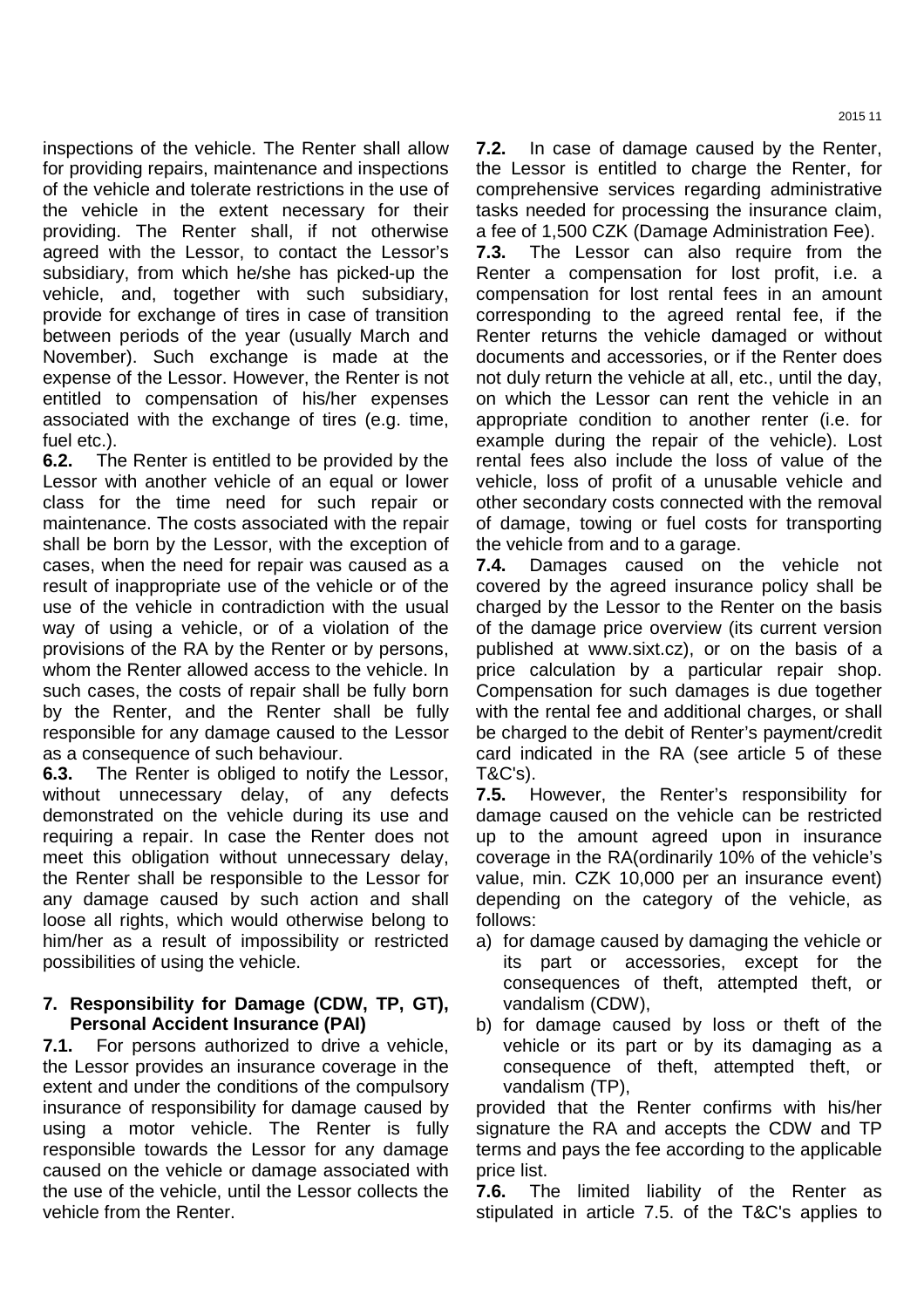inspections of the vehicle. The Renter shall allow for providing repairs, maintenance and inspections of the vehicle and tolerate restrictions in the use of the vehicle in the extent necessary for their providing. The Renter shall, if not otherwise agreed with the Lessor, to contact the Lessor's subsidiary, from which he/she has picked-up the vehicle, and, together with such subsidiary, provide for exchange of tires in case of transition between periods of the year (usually March and November). Such exchange is made at the expense of the Lessor. However, the Renter is not entitled to compensation of his/her expenses associated with the exchange of tires (e.g. time, fuel etc.).

**6.2.** The Renter is entitled to be provided by the Lessor with another vehicle of an equal or lower class for the time need for such repair or maintenance. The costs associated with the repair shall be born by the Lessor, with the exception of cases, when the need for repair was caused as a result of inappropriate use of the vehicle or of the use of the vehicle in contradiction with the usual way of using a vehicle, or of a violation of the provisions of the RA by the Renter or by persons, whom the Renter allowed access to the vehicle. In such cases, the costs of repair shall be fully born by the Renter, and the Renter shall be fully responsible for any damage caused to the Lessor as a consequence of such behaviour.

**6.3.** The Renter is obliged to notify the Lessor, without unnecessary delay, of any defects demonstrated on the vehicle during its use and requiring a repair. In case the Renter does not meet this obligation without unnecessary delay, the Renter shall be responsible to the Lessor for any damage caused by such action and shall loose all rights, which would otherwise belong to him/her as a result of impossibility or restricted possibilities of using the vehicle.

## 7. Responsibility for Damage (CDW, TP, GT), Personal Accident Insurance (PAI)

**7.1.** For persons authorized to drive a vehicle, the Lessor provides an insurance coverage in the extent and under the conditions of the compulsory insurance of responsibility for damage caused by using a motor vehicle. The Renter is fully responsible towards the Lessor for any damage caused on the vehicle or damage associated with the use of the vehicle, until the Lessor collects the vehicle from the Renter.

**7.2.** In case of damage caused by the Renter, the Lessor is entitled to charge the Renter, for comprehensive services regarding administrative tasks needed for processing the insurance claim, a fee of 1,500 CZK (Damage Administration Fee).

**7.3.** The Lessor can also require from the Renter a compensation for lost profit, i.e. a compensation for lost rental fees in an amount corresponding to the agreed rental fee, if the Renter returns the vehicle damaged or without documents and accessories, or if the Renter does not duly return the vehicle at all, etc., until the day, on which the Lessor can rent the vehicle in an appropriate condition to another renter (i.e. for example during the repair of the vehicle). Lost rental fees also include the loss of value of the vehicle, loss of profit of a unusable vehicle and other secondary costs connected with the removal of damage, towing or fuel costs for transporting the vehicle from and to a garage.

**7.4.** Damages caused on the vehicle not covered by the agreed insurance policy shall be charged by the Lessor to the Renter on the basis of the damage price overview (its current version published at www.sixt.cz), or on the basis of a price calculation by a particular repair shop. Compensation for such damages is due together with the rental fee and additional charges, or shall be charged to the debit of Renter's payment/credit card indicated in the RA (see article 5 of these T&C's).

**7.5.** However, the Renter's responsibility for damage caused on the vehicle can be restricted up to the amount agreed upon in insurance coverage in the RA(ordinarily 10% of the vehicle's value, min. CZK 10,000 per an insurance event) depending on the category of the vehicle, as follows:

a) for damage caused by damaging the vehicle or its part or accessories, except for the consequences of theft, attempted theft, or vandalism (CDW),
b) for damage caused by loss or theft of the vehicle or its part or by its damaging as a consequence of theft, attempted theft, or vandalism (TP),

provided that the Renter confirms with his/her signature the RA and accepts the CDW and TP terms and pays the fee according to the applicable price list.

**7.6.** The limited liability of the Renter as stipulated in article 7.5. of the T&C's applies to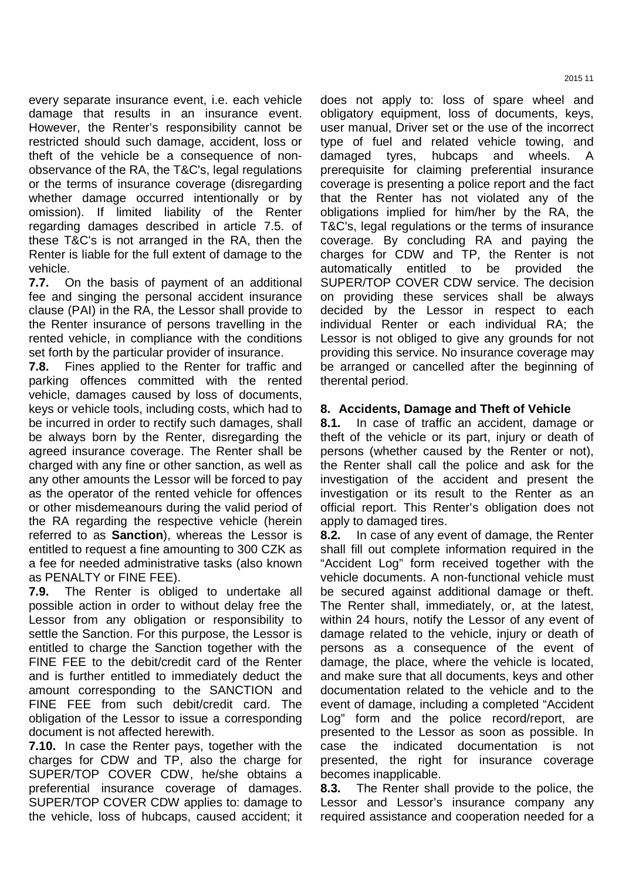every separate insurance event, i.e. each vehicle damage that results in an insurance event. However, the Renter's responsibility cannot be restricted should such damage, accident, loss or theft of the vehicle be a consequence of non-observance of the RA, the T&C's, legal regulations or the terms of insurance coverage (disregarding whether damage occurred intentionally or by omission). If limited liability of the Renter regarding damages described in article 7.5. of these T&C's is not arranged in the RA, then the Renter is liable for the full extent of damage to the vehicle.

**7.7.** On the basis of payment of an additional fee and singing the personal accident insurance clause (PAI) in the RA, the Lessor shall provide to the Renter insurance of persons travelling in the rented vehicle, in compliance with the conditions set forth by the particular provider of insurance.

**7.8.** Fines applied to the Renter for traffic and parking offences committed with the rented vehicle, damages caused by loss of documents, keys or vehicle tools, including costs, which had to be incurred in order to rectify such damages, shall be always born by the Renter, disregarding the agreed insurance coverage. The Renter shall be charged with any fine or other sanction, as well as any other amounts the Lessor will be forced to pay as the operator of the rented vehicle for offences or other misdemeanours during the valid period of the RA regarding the respective vehicle (herein referred to as **Sanction**), whereas the Lessor is entitled to request a fine amounting to 300 CZK as a fee for needed administrative tasks (also known as PENALTY or FINE FEE).

**7.9.** The Renter is obliged to undertake all possible action in order to without delay free the Lessor from any obligation or responsibility to settle the Sanction. For this purpose, the Lessor is entitled to charge the Sanction together with the FINE FEE to the debit/credit card of the Renter and is further entitled to immediately deduct the amount corresponding to the SANCTION and FINE FEE from such debit/credit card. The obligation of the Lessor to issue a corresponding document is not affected herewith.

**7.10.** In case the Renter pays, together with the charges for CDW and TP, also the charge for SUPER/TOP COVER CDW, he/she obtains a preferential insurance coverage of damages. SUPER/TOP COVER CDW applies to: damage to the vehicle, loss of hubcaps, caused accident; it does not apply to: loss of spare wheel and obligatory equipment, loss of documents, keys, user manual, Driver set or the use of the incorrect type of fuel and related vehicle towing, and damaged tyres, hubcaps and wheels. A prerequisite for claiming preferential insurance coverage is presenting a police report and the fact that the Renter has not violated any of the obligations implied for him/her by the RA, the T&C's, legal regulations or the terms of insurance coverage. By concluding RA and paying the charges for CDW and TP, the Renter is not automatically entitled to be provided the SUPER/TOP COVER CDW service. The decision on providing these services shall be always decided by the Lessor in respect to each individual Renter or each individual RA; the Lessor is not obliged to give any grounds for not providing this service. No insurance coverage may be arranged or cancelled after the beginning of therental period.

## 8. Accidents, Damage and Theft of Vehicle

**8.1.** In case of traffic an accident, damage or theft of the vehicle or its part, injury or death of persons (whether caused by the Renter or not), the Renter shall call the police and ask for the investigation of the accident and present the investigation or its result to the Renter as an official report. This Renter's obligation does not apply to damaged tires.

**8.2.** In case of any event of damage, the Renter shall fill out complete information required in the "Accident Log" form received together with the vehicle documents. A non-functional vehicle must be secured against additional damage or theft. The Renter shall, immediately, or, at the latest, within 24 hours, notify the Lessor of any event of damage related to the vehicle, injury or death of persons as a consequence of the event of damage, the place, where the vehicle is located, and make sure that all documents, keys and other documentation related to the vehicle and to the event of damage, including a completed "Accident Log" form and the police record/report, are presented to the Lessor as soon as possible. In case the indicated documentation is not presented, the right for insurance coverage becomes inapplicable.

**8.3.** The Renter shall provide to the police, the Lessor and Lessor's insurance company any required assistance and cooperation needed for a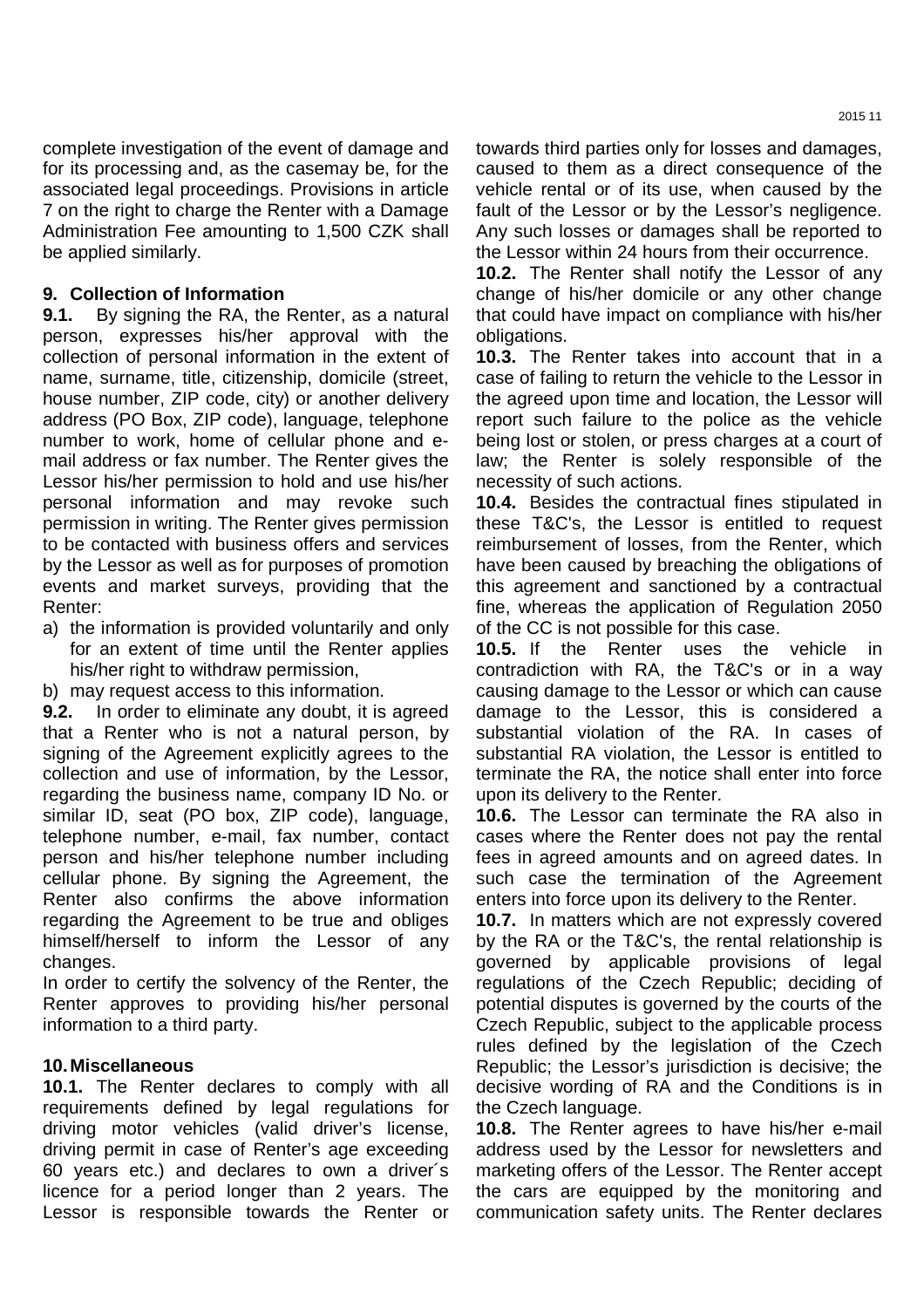complete investigation of the event of damage and for its processing and, as the casemay be, for the associated legal proceedings. Provisions in article 7 on the right to charge the Renter with a Damage Administration Fee amounting to 1,500 CZK shall be applied similarly.

## 9. Collection of Information

**9.1.** By signing the RA, the Renter, as a natural person, expresses his/her approval with the collection of personal information in the extent of name, surname, title, citizenship, domicile (street, house number, ZIP code, city) or another delivery address (PO Box, ZIP code), language, telephone number to work, home of cellular phone and e-mail address or fax number. The Renter gives the Lessor his/her permission to hold and use his/her personal information and may revoke such permission in writing. The Renter gives permission to be contacted with business offers and services by the Lessor as well as for purposes of promotion events and market surveys, providing that the Renter:

a) the information is provided voluntarily and only for an extent of time until the Renter applies his/her right to withdraw permission,
b) may request access to this information.

**9.2.** In order to eliminate any doubt, it is agreed that a Renter who is not a natural person, by signing of the Agreement explicitly agrees to the collection and use of information, by the Lessor, regarding the business name, company ID No. or similar ID, seat (PO box, ZIP code), language, telephone number, e-mail, fax number, contact person and his/her telephone number including cellular phone. By signing the Agreement, the Renter also confirms the above information regarding the Agreement to be true and obliges himself/herself to inform the Lessor of any changes.

In order to certify the solvency of the Renter, the Renter approves to providing his/her personal information to a third party.

## 10. Miscellaneous

**10.1.** The Renter declares to comply with all requirements defined by legal regulations for driving motor vehicles (valid driver's license, driving permit in case of Renter's age exceeding 60 years etc.) and declares to own a driver´s licence for a period longer than 2 years. The Lessor is responsible towards the Renter or towards third parties only for losses and damages, caused to them as a direct consequence of the vehicle rental or of its use, when caused by the fault of the Lessor or by the Lessor's negligence. Any such losses or damages shall be reported to the Lessor within 24 hours from their occurrence.

**10.2.** The Renter shall notify the Lessor of any change of his/her domicile or any other change that could have impact on compliance with his/her obligations.

**10.3.** The Renter takes into account that in a case of failing to return the vehicle to the Lessor in the agreed upon time and location, the Lessor will report such failure to the police as the vehicle being lost or stolen, or press charges at a court of law; the Renter is solely responsible of the necessity of such actions.

**10.4.** Besides the contractual fines stipulated in these T&C's, the Lessor is entitled to request reimbursement of losses, from the Renter, which have been caused by breaching the obligations of this agreement and sanctioned by a contractual fine, whereas the application of Regulation 2050 of the CC is not possible for this case.

**10.5.** If the Renter uses the vehicle in contradiction with RA, the T&C's or in a way causing damage to the Lessor or which can cause damage to the Lessor, this is considered a substantial violation of the RA. In cases of substantial RA violation, the Lessor is entitled to terminate the RA, the notice shall enter into force upon its delivery to the Renter.

**10.6.** The Lessor can terminate the RA also in cases where the Renter does not pay the rental fees in agreed amounts and on agreed dates. In such case the termination of the Agreement enters into force upon its delivery to the Renter.

**10.7.** In matters which are not expressly covered by the RA or the T&C's, the rental relationship is governed by applicable provisions of legal regulations of the Czech Republic; deciding of potential disputes is governed by the courts of the Czech Republic, subject to the applicable process rules defined by the legislation of the Czech Republic; the Lessor's jurisdiction is decisive; the decisive wording of RA and the Conditions is in the Czech language.

**10.8.** The Renter agrees to have his/her e-mail address used by the Lessor for newsletters and marketing offers of the Lessor. The Renter accept the cars are equipped by the monitoring and communication safety units. The Renter declares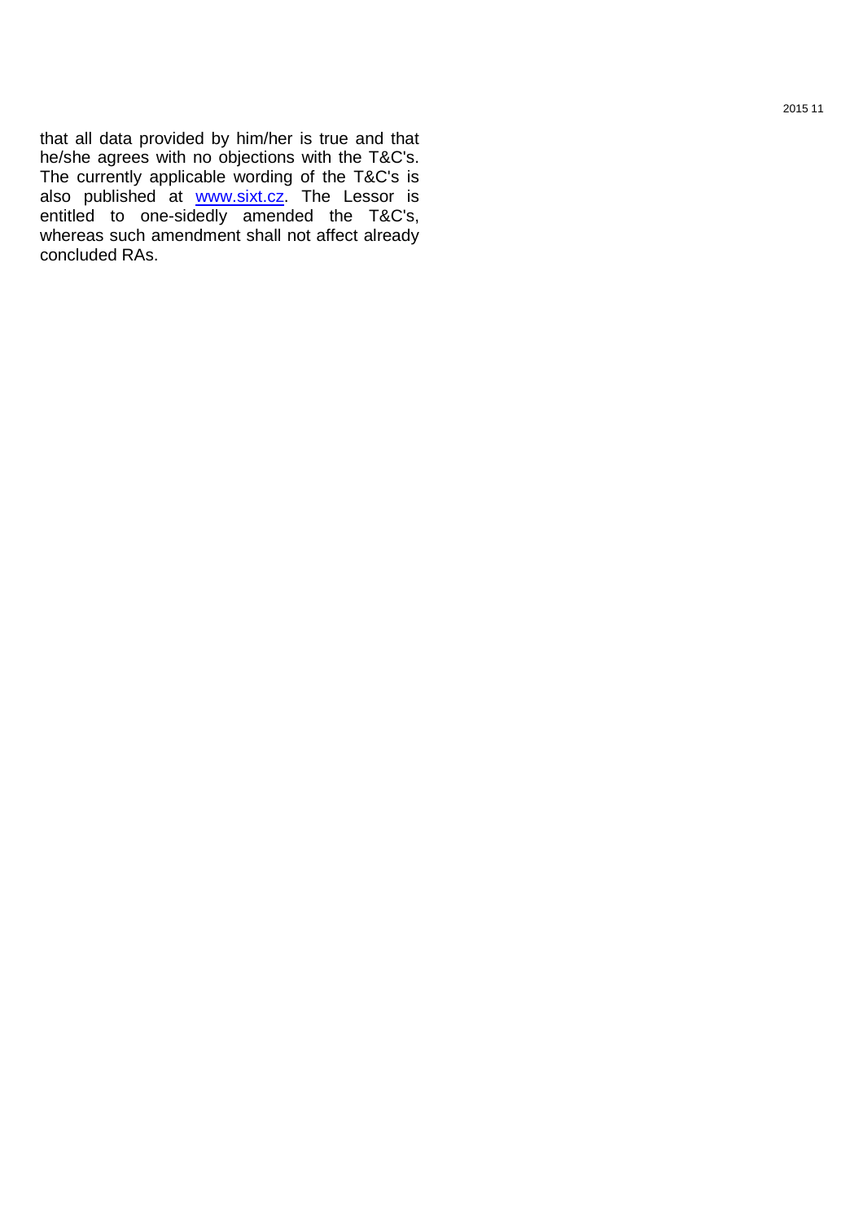that all data provided by him/her is true and that he/she agrees with no objections with the T&C's. The currently applicable wording of the T&C's is also published at www.sixt.cz. The Lessor is entitled to one-sidedly amended the T&C's, whereas such amendment shall not affect already concluded RAs.